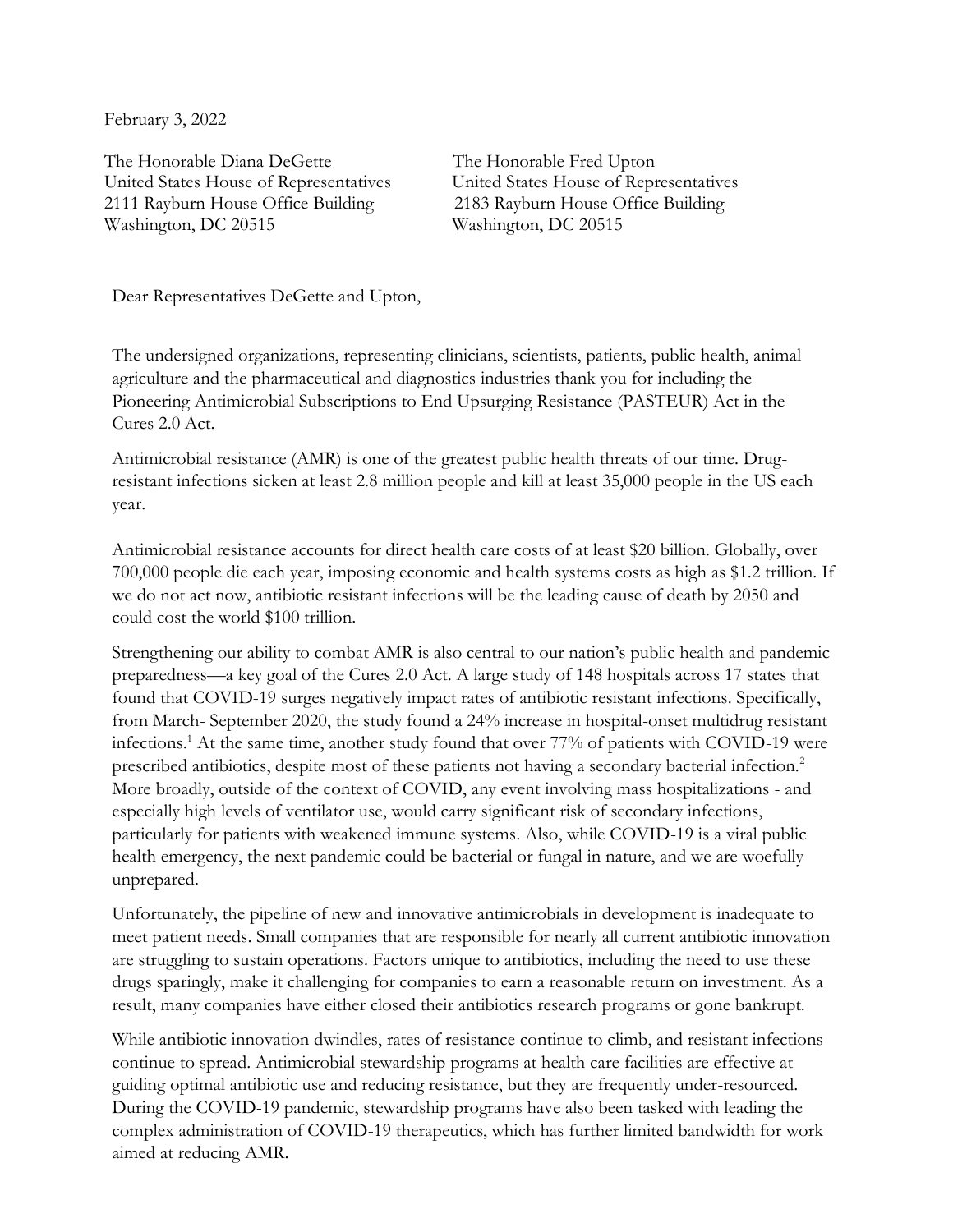February 3, 2022

The Honorable Diana DeGette
United States House of Representatives
2111 Rayburn House Office Building
Washington, DC 20515

The Honorable Fred Upton
United States House of Representatives
2183 Rayburn House Office Building
Washington, DC 20515

Dear Representatives DeGette and Upton,

The undersigned organizations, representing clinicians, scientists, patients, public health, animal agriculture and the pharmaceutical and diagnostics industries thank you for including the Pioneering Antimicrobial Subscriptions to End Upsurging Resistance (PASTEUR) Act in the Cures 2.0 Act.

Antimicrobial resistance (AMR) is one of the greatest public health threats of our time. Drug-resistant infections sicken at least 2.8 million people and kill at least 35,000 people in the US each year.

Antimicrobial resistance accounts for direct health care costs of at least $20 billion. Globally, over 700,000 people die each year, imposing economic and health systems costs as high as $1.2 trillion. If we do not act now, antibiotic resistant infections will be the leading cause of death by 2050 and could cost the world $100 trillion.

Strengthening our ability to combat AMR is also central to our nation's public health and pandemic preparedness—a key goal of the Cures 2.0 Act. A large study of 148 hospitals across 17 states that found that COVID-19 surges negatively impact rates of antibiotic resistant infections. Specifically, from March- September 2020, the study found a 24% increase in hospital-onset multidrug resistant infections.[1] At the same time, another study found that over 77% of patients with COVID-19 were prescribed antibiotics, despite most of these patients not having a secondary bacterial infection.[2] More broadly, outside of the context of COVID, any event involving mass hospitalizations - and especially high levels of ventilator use, would carry significant risk of secondary infections, particularly for patients with weakened immune systems. Also, while COVID-19 is a viral public health emergency, the next pandemic could be bacterial or fungal in nature, and we are woefully unprepared.

Unfortunately, the pipeline of new and innovative antimicrobials in development is inadequate to meet patient needs. Small companies that are responsible for nearly all current antibiotic innovation are struggling to sustain operations. Factors unique to antibiotics, including the need to use these drugs sparingly, make it challenging for companies to earn a reasonable return on investment. As a result, many companies have either closed their antibiotics research programs or gone bankrupt.

While antibiotic innovation dwindles, rates of resistance continue to climb, and resistant infections continue to spread. Antimicrobial stewardship programs at health care facilities are effective at guiding optimal antibiotic use and reducing resistance, but they are frequently under-resourced. During the COVID-19 pandemic, stewardship programs have also been tasked with leading the complex administration of COVID-19 therapeutics, which has further limited bandwidth for work aimed at reducing AMR.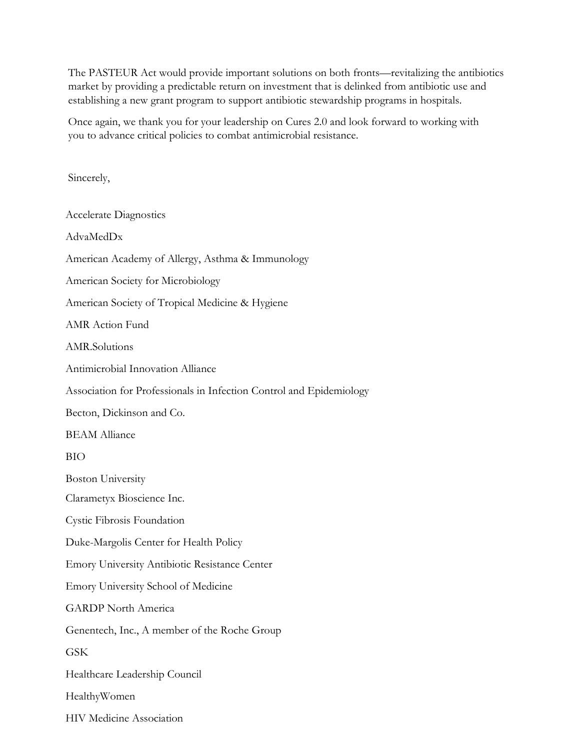The PASTEUR Act would provide important solutions on both fronts—revitalizing the antibiotics market by providing a predictable return on investment that is delinked from antibiotic use and establishing a new grant program to support antibiotic stewardship programs in hospitals.

Once again, we thank you for your leadership on Cures 2.0 and look forward to working with you to advance critical policies to combat antimicrobial resistance.

Sincerely,

Accelerate Diagnostics

AdvaMedDx

American Academy of Allergy, Asthma & Immunology

American Society for Microbiology

American Society of Tropical Medicine & Hygiene

AMR Action Fund

AMR.Solutions

Antimicrobial Innovation Alliance

Association for Professionals in Infection Control and Epidemiology

Becton, Dickinson and Co.

BEAM Alliance

BIO

Boston University

Clarametyx Bioscience Inc.

Cystic Fibrosis Foundation

Duke-Margolis Center for Health Policy

Emory University Antibiotic Resistance Center

Emory University School of Medicine

GARDP North America

Genentech, Inc., A member of the Roche Group

GSK

Healthcare Leadership Council

HealthyWomen

HIV Medicine Association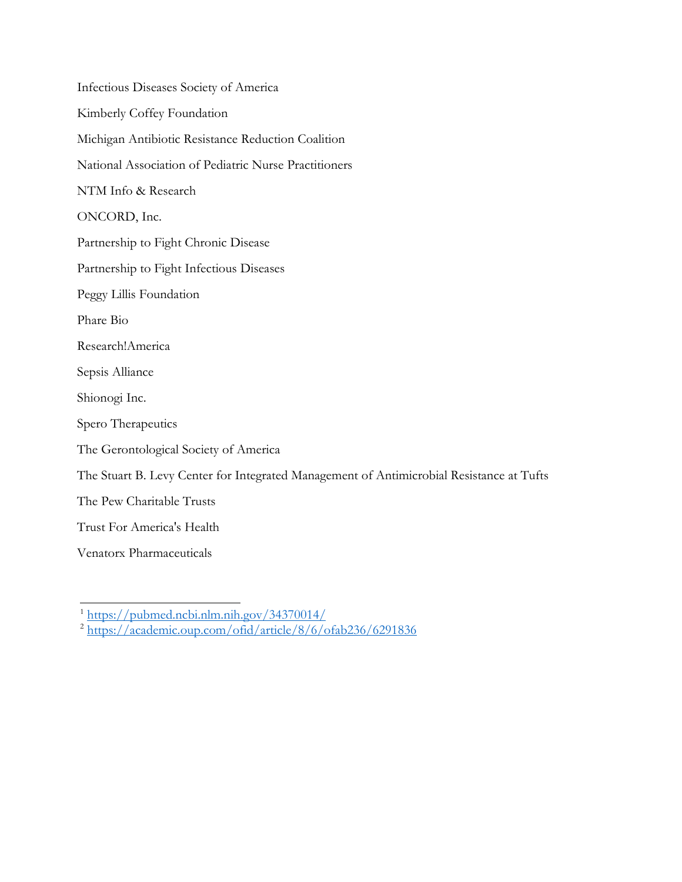Infectious Diseases Society of America

Kimberly Coffey Foundation

Michigan Antibiotic Resistance Reduction Coalition

National Association of Pediatric Nurse Practitioners

NTM Info & Research

ONCORD, Inc.

Partnership to Fight Chronic Disease

Partnership to Fight Infectious Diseases

Peggy Lillis Foundation

Phare Bio

Research!America

Sepsis Alliance

Shionogi Inc.

Spero Therapeutics

The Gerontological Society of America

The Stuart B. Levy Center for Integrated Management of Antimicrobial Resistance at Tufts

The Pew Charitable Trusts

Trust For America's Health

Venatorx Pharmaceuticals

---

[1] https://pubmed.ncbi.nlm.nih.gov/34370014/

[2] https://academic.oup.com/ofid/article/8/6/ofab236/6291836